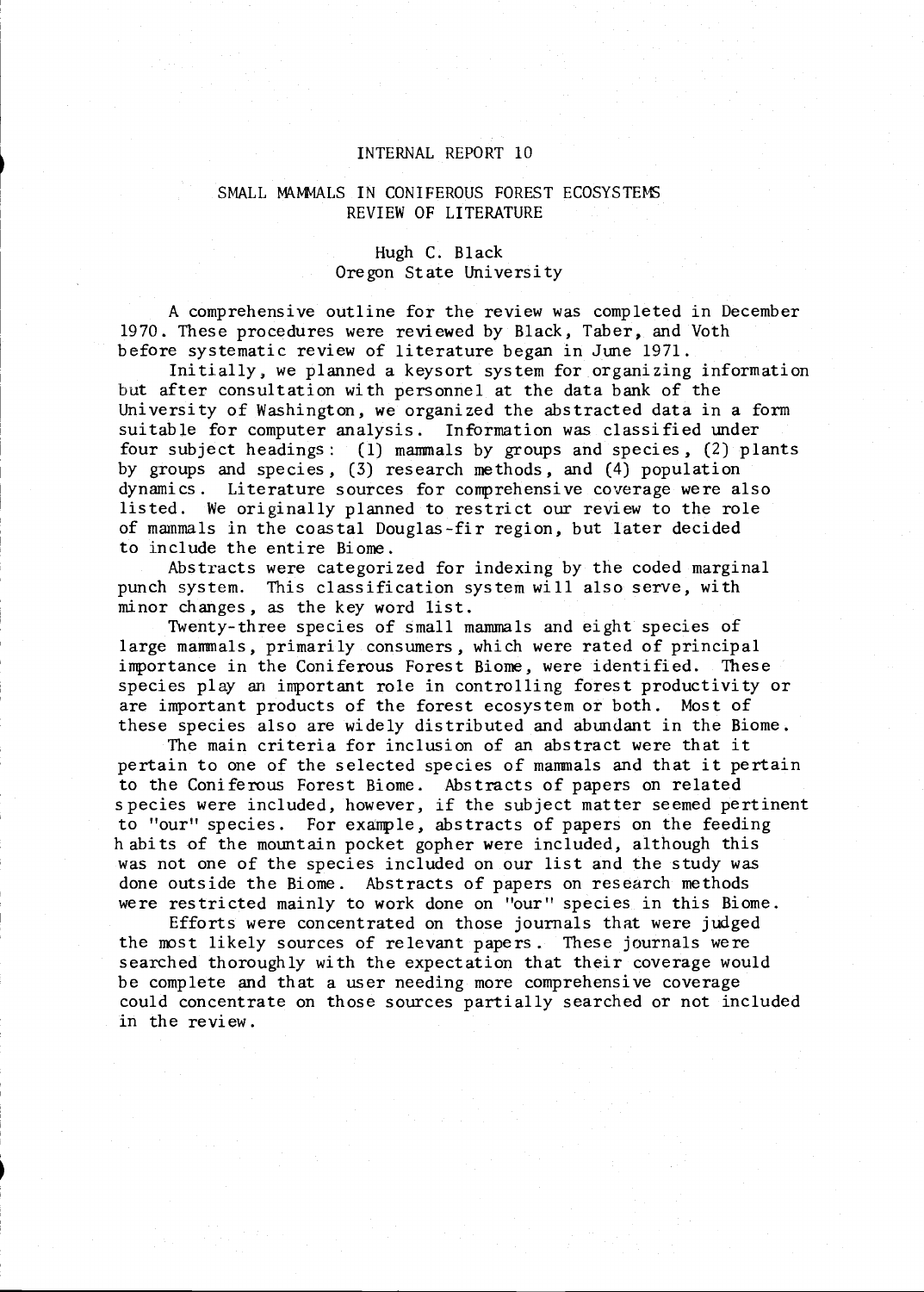INTERNAL REPORT 10

# SMALL MAMMALS IN CONIFEROUS FOREST ECOSYSTEMS
## REVIEW OF LITERATURE

Hugh C. Black
Oregon State University

A comprehensive outline for the review was completed in December 1970. These procedures were reviewed by Black, Taber, and Voth before systematic review of literature began in June 1971.

Initially, we planned a keysort system for organizing information but after consultation with personnel at the data bank of the University of Washington, we organized the abstracted data in a form suitable for computer analysis. Information was classified under four subject headings: (1) mammals by groups and species, (2) plants by groups and species, (3) research methods, and (4) population dynamics. Literature sources for comprehensive coverage were also listed. We originally planned to restrict our review to the role of mammals in the coastal Douglas-fir region, but later decided to include the entire Biome.

Abstracts were categorized for indexing by the coded marginal punch system. This classification system will also serve, with minor changes, as the key word list.

Twenty-three species of small mammals and eight species of large mammals, primarily consumers, which were rated of principal importance in the Coniferous Forest Biome, were identified. These species play an important role in controlling forest productivity or are important products of the forest ecosystem or both. Most of these species also are widely distributed and abundant in the Biome.

The main criteria for inclusion of an abstract were that it pertain to one of the selected species of mammals and that it pertain to the Coniferous Forest Biome. Abstracts of papers on related species were included, however, if the subject matter seemed pertinent to "our" species. For example, abstracts of papers on the feeding habits of the mountain pocket gopher were included, although this was not one of the species included on our list and the study was done outside the Biome. Abstracts of papers on research methods were restricted mainly to work done on "our" species in this Biome.

Efforts were concentrated on those journals that were judged the most likely sources of relevant papers. These journals were searched thoroughly with the expectation that their coverage would be complete and that a user needing more comprehensive coverage could concentrate on those sources partially searched or not included in the review.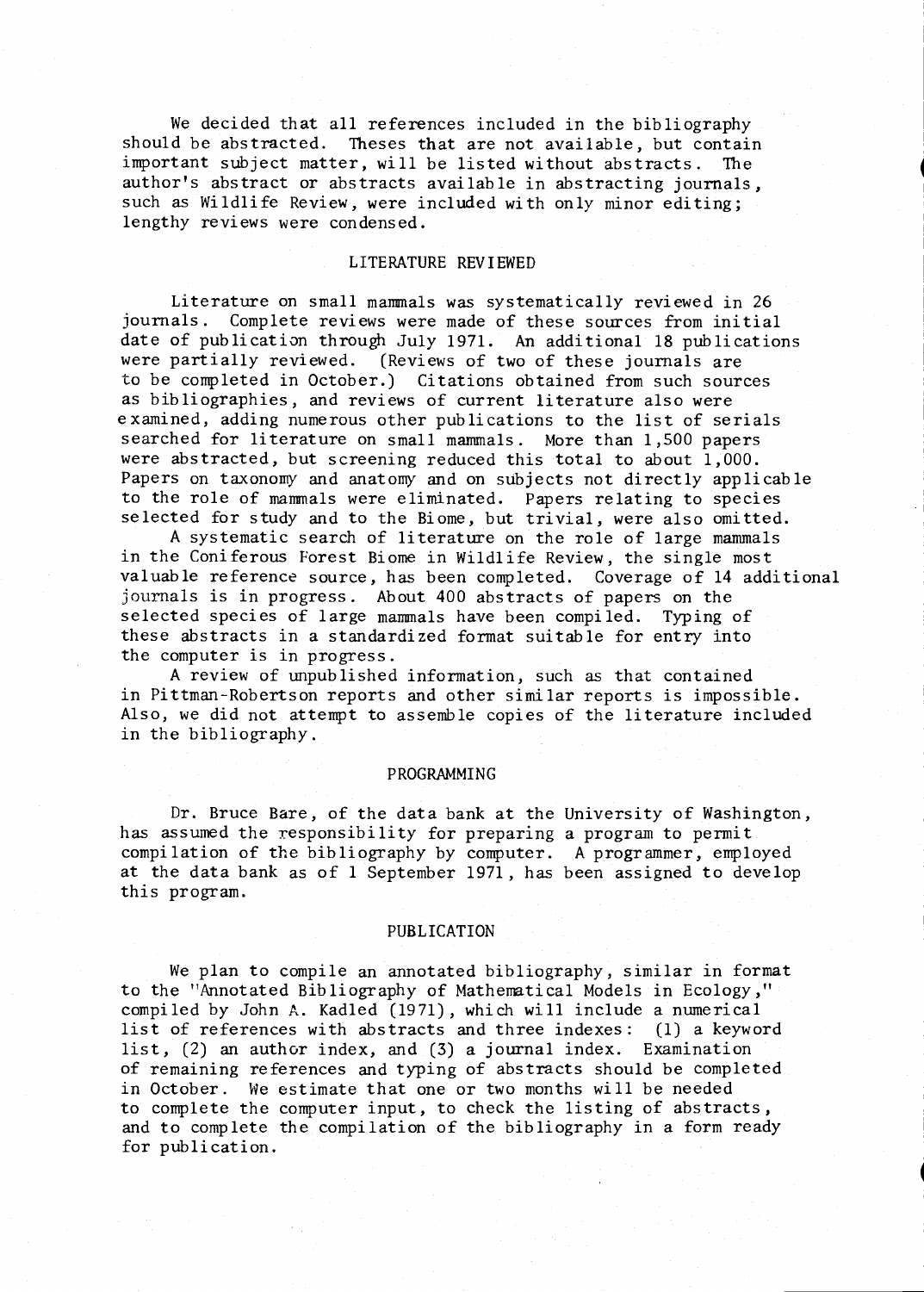We decided that all references included in the bibliography should be abstracted. Theses that are not available, but contain important subject matter, will be listed without abstracts. The author's abstract or abstracts available in abstracting journals, such as Wildlife Review, were included with only minor editing; lengthy reviews were condensed.

## LITERATURE REVIEWED

Literature on small mammals was systematically reviewed in 26 journals. Complete reviews were made of these sources from initial date of publication through July 1971. An additional 18 publications were partially reviewed. (Reviews of two of these journals are to be completed in October.) Citations obtained from such sources as bibliographies, and reviews of current literature also were examined, adding numerous other publications to the list of serials searched for literature on small mammals. More than 1,500 papers were abstracted, but screening reduced this total to about 1,000. Papers on taxonomy and anatomy and on subjects not directly applicable to the role of mammals were eliminated. Papers relating to species selected for study and to the Biome, but trivial, were also omitted.

A systematic search of literature on the role of large mammals in the Coniferous Forest Biome in Wildlife Review, the single most valuable reference source, has been completed. Coverage of 14 additional journals is in progress. About 400 abstracts of papers on the selected species of large mammals have been compiled. Typing of these abstracts in a standardized format suitable for entry into the computer is in progress.

A review of unpublished information, such as that contained in Pittman-Robertson reports and other similar reports is impossible. Also, we did not attempt to assemble copies of the literature included in the bibliography.

## PROGRAMMING

Dr. Bruce Bare, of the data bank at the University of Washington, has assumed the responsibility for preparing a program to permit compilation of the bibliography by computer. A programmer, employed at the data bank as of 1 September 1971, has been assigned to develop this program.

## PUBLICATION

We plan to compile an annotated bibliography, similar in format to the "Annotated Bibliography of Mathematical Models in Ecology," compiled by John A. Kadled (1971), which will include a numerical list of references with abstracts and three indexes: (1) a keyword list, (2) an author index, and (3) a journal index. Examination of remaining references and typing of abstracts should be completed in October. We estimate that one or two months will be needed to complete the computer input, to check the listing of abstracts, and to complete the compilation of the bibliography in a form ready for publication.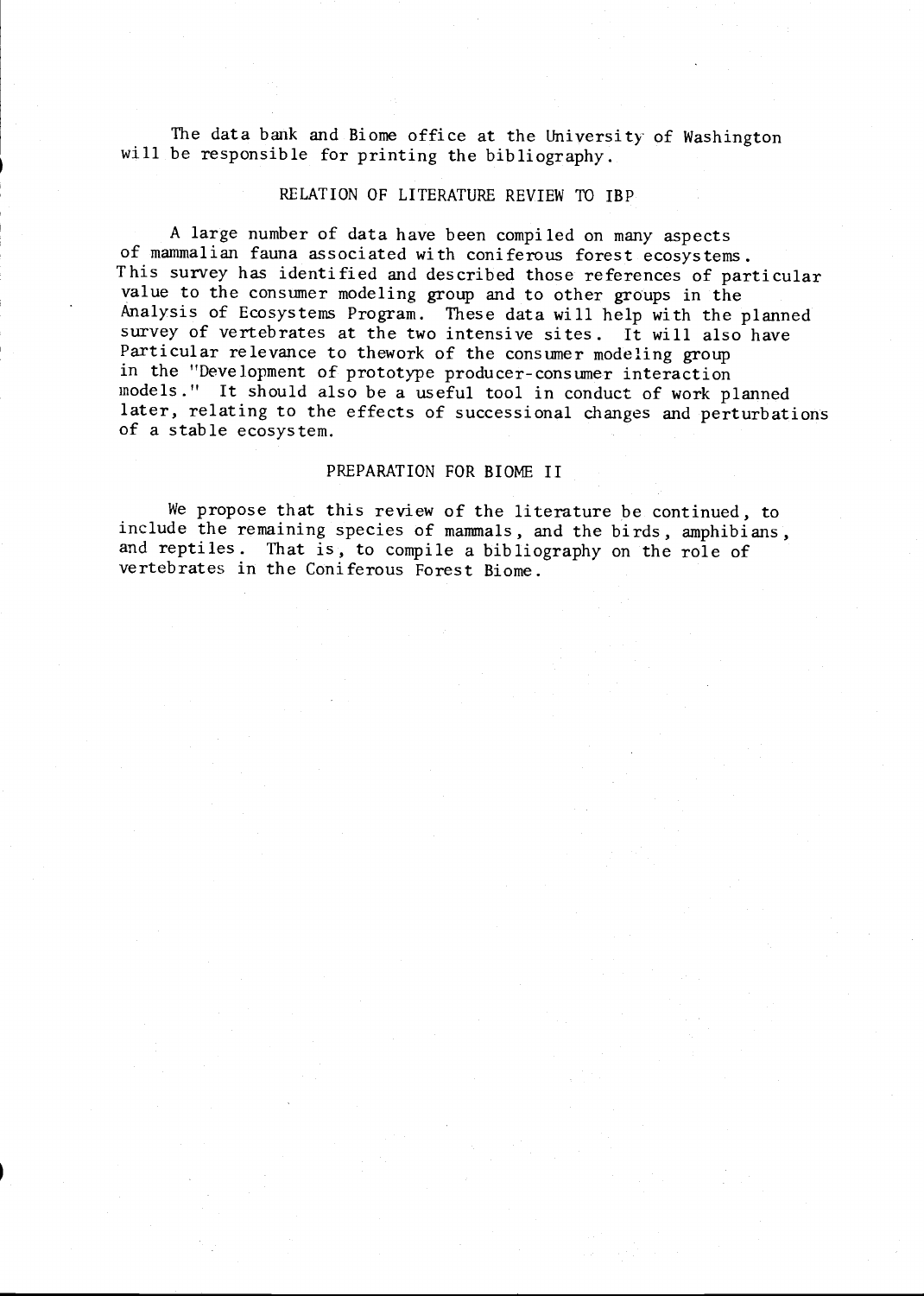The data bank and Biome office at the University of Washington will be responsible for printing the bibliography.

## RELATION OF LITERATURE REVIEW TO IBP

A large number of data have been compiled on many aspects of mammalian fauna associated with coniferous forest ecosystems. This survey has identified and described those references of particular value to the consumer modeling group and to other groups in the Analysis of Ecosystems Program. These data will help with the planned survey of vertebrates at the two intensive sites. It will also have Particular relevance to thework of the consumer modeling group in the "Development of prototype producer-consumer interaction models." It should also be a useful tool in conduct of work planned later, relating to the effects of successional changes and perturbations of a stable ecosystem.

## PREPARATION FOR BIOME II

We propose that this review of the literature be continued, to include the remaining species of mammals, and the birds, amphibians, and reptiles. That is, to compile a bibliography on the role of vertebrates in the Coniferous Forest Biome.